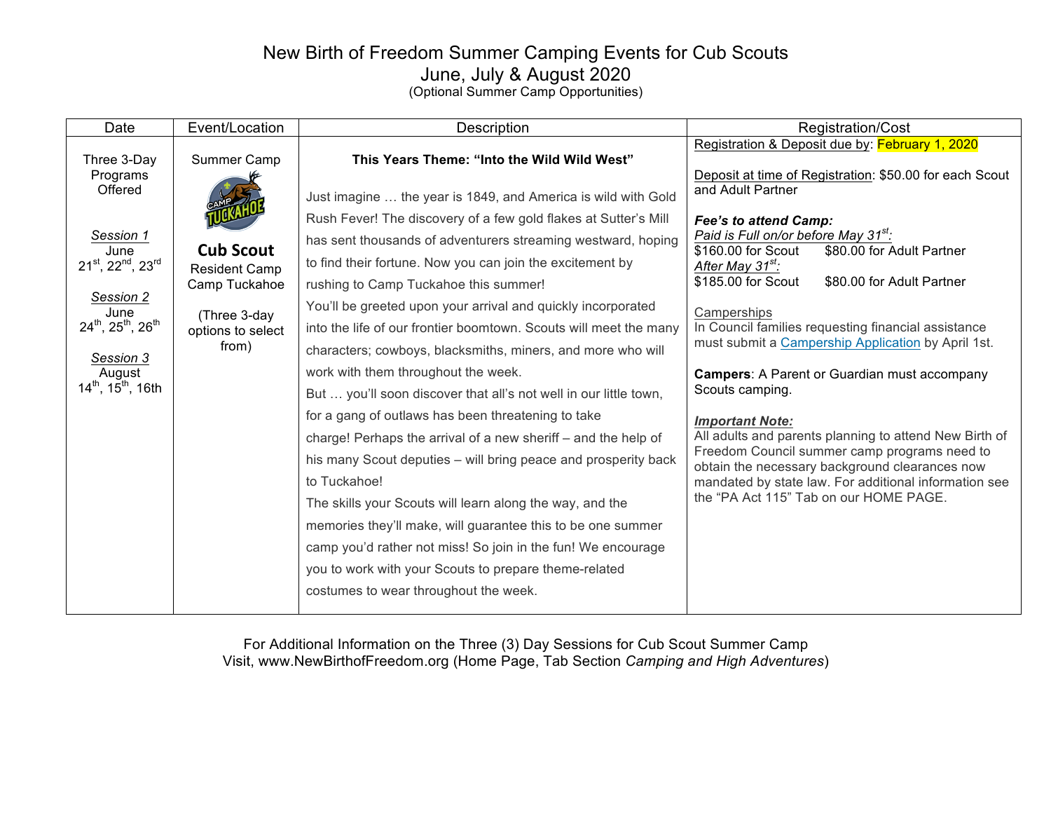# New Birth of Freedom Summer Camping Events for Cub Scouts

## June, July & August 2020

(Optional Summer Camp Opportunities)

| Date | Event/Location | Description | Registration/Cost |
|---|---|---|---|
| Three 3-Day Programs Offered<br><br>*Session 1*<br>June<br>21st, 22nd, 23rd<br><br>*Session 2*<br>June<br>24th, 25th, 26th<br><br>*Session 3*<br>August<br>14th, 15th, 16th | Summer Camp<br><br>**Cub Scout**<br>Resident Camp<br>Camp Tuckahoe<br><br>(Three 3-day options to select from) | **This Years Theme: "Into the Wild Wild West"**<br><br>Just imagine … the year is 1849, and America is wild with Gold Rush Fever! The discovery of a few gold flakes at Sutter's Mill has sent thousands of adventurers streaming westward, hoping to find their fortune. Now you can join the excitement by rushing to Camp Tuckahoe this summer!<br>You'll be greeted upon your arrival and quickly incorporated into the life of our frontier boomtown. Scouts will meet the many characters; cowboys, blacksmiths, miners, and more who will work with them throughout the week.<br>But … you'll soon discover that all's not well in our little town, for a gang of outlaws has been threatening to take charge! Perhaps the arrival of a new sheriff – and the help of his many Scout deputies – will bring peace and prosperity back to Tuckahoe!<br>The skills your Scouts will learn along the way, and the memories they'll make, will guarantee this to be one summer camp you'd rather not miss! So join in the fun! We encourage you to work with your Scouts to prepare theme-related costumes to wear throughout the week. | Registration & Deposit due by: February 1, 2020<br><br>Deposit at time of Registration: $50.00 for each Scout and Adult Partner<br><br>***Fee's to attend Camp:***<br>*Paid is Full on/or before May 31st:*<br>$160.00 for Scout $80.00 for Adult Partner<br>*After May 31st:*<br>$185.00 for Scout $80.00 for Adult Partner<br><br>Camperships<br>In Council families requesting financial assistance must submit a Campership Application by April 1st.<br><br>**Campers**: A Parent or Guardian must accompany Scouts camping.<br><br>***Important Note:***<br>All adults and parents planning to attend New Birth of Freedom Council summer camp programs need to obtain the necessary background clearances now mandated by state law. For additional information see the "PA Act 115" Tab on our HOME PAGE. |

For Additional Information on the Three (3) Day Sessions for Cub Scout Summer Camp
Visit, www.NewBirthofFreedom.org (Home Page, Tab Section *Camping and High Adventures*)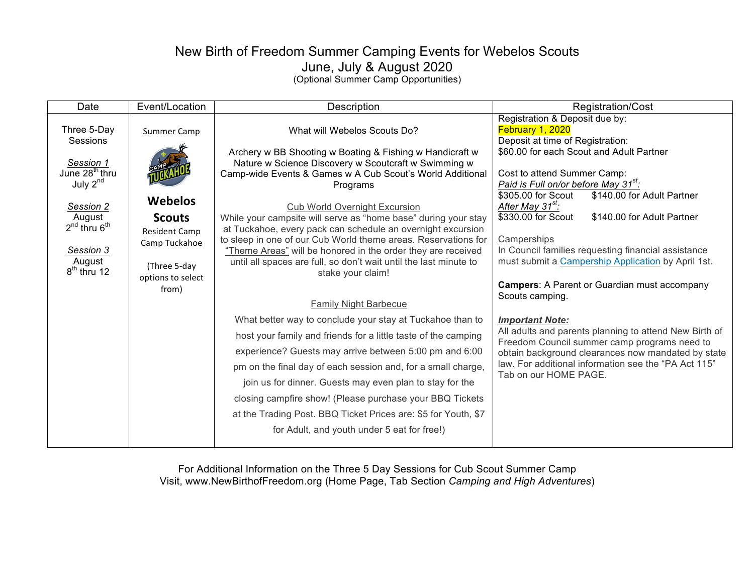# New Birth of Freedom Summer Camping Events for Webelos Scouts

## June, July & August 2020

(Optional Summer Camp Opportunities)

| Date | Event/Location | Description | Registration/Cost |
|---|---|---|---|
| Three 5-Day Sessions<br><br>*Session 1*<br>June 28th thru July 2nd<br><br>*Session 2*<br>August 2nd thru 6th<br><br>*Session 3*<br>August 8th thru 12 | Summer Camp<br><br>**Webelos Scouts**<br>Resident Camp<br>Camp Tuckahoe<br><br>(Three 5-day options to select from) | What will Webelos Scouts Do?<br><br>Archery w BB Shooting w Boating & Fishing w Handicraft w Nature w Science Discovery w Scoutcraft w Swimming w Camp-wide Events & Games w A Cub Scout's World Additional Programs<br><br>Cub World Overnight Excursion<br>While your campsite will serve as "home base" during your stay at Tuckahoe, every pack can schedule an overnight excursion to sleep in one of our Cub World theme areas. Reservations for "Theme Areas" will be honored in the order they are received until all spaces are full, so don't wait until the last minute to stake your claim!<br><br>Family Night Barbecue<br>What better way to conclude your stay at Tuckahoe than to host your family and friends for a little taste of the camping experience? Guests may arrive between 5:00 pm and 6:00 pm on the final day of each session and, for a small charge, join us for dinner. Guests may even plan to stay for the closing campfire show! (Please purchase your BBQ Tickets at the Trading Post. BBQ Ticket Prices are: $5 for Youth, $7 for Adult, and youth under 5 eat for free!) | Registration & Deposit due by:<br>February 1, 2020<br>Deposit at time of Registration:<br>$60.00 for each Scout and Adult Partner<br><br>Cost to attend Summer Camp:<br>*Paid is Full on/or before May 31st:*<br>$305.00 for Scout $140.00 for Adult Partner<br>*After May 31st:*<br>$330.00 for Scout $140.00 for Adult Partner<br><br>Camperships<br>In Council families requesting financial assistance must submit a Campership Application by April 1st.<br><br>**Campers**: A Parent or Guardian must accompany Scouts camping.<br><br>***Important Note:***<br>All adults and parents planning to attend New Birth of Freedom Council summer camp programs need to obtain background clearances now mandated by state law. For additional information see the "PA Act 115" Tab on our HOME PAGE. |

For Additional Information on the Three 5 Day Sessions for Cub Scout Summer Camp
Visit, www.NewBirthofFreedom.org (Home Page, Tab Section *Camping and High Adventures*)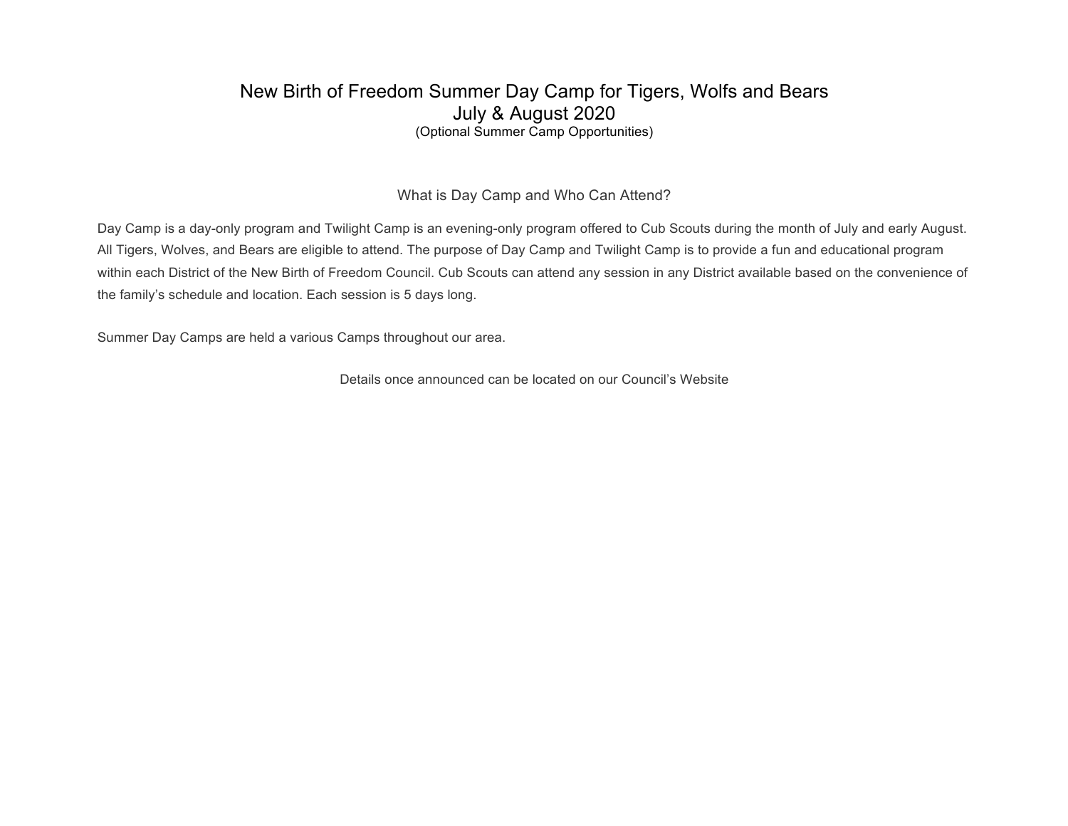# New Birth of Freedom Summer Day Camp for Tigers, Wolfs and Bears
## July & August 2020
(Optional Summer Camp Opportunities)

### What is Day Camp and Who Can Attend?

Day Camp is a day-only program and Twilight Camp is an evening-only program offered to Cub Scouts during the month of July and early August. All Tigers, Wolves, and Bears are eligible to attend. The purpose of Day Camp and Twilight Camp is to provide a fun and educational program within each District of the New Birth of Freedom Council. Cub Scouts can attend any session in any District available based on the convenience of the family's schedule and location. Each session is 5 days long.

Summer Day Camps are held a various Camps throughout our area.

Details once announced can be located on our Council's Website